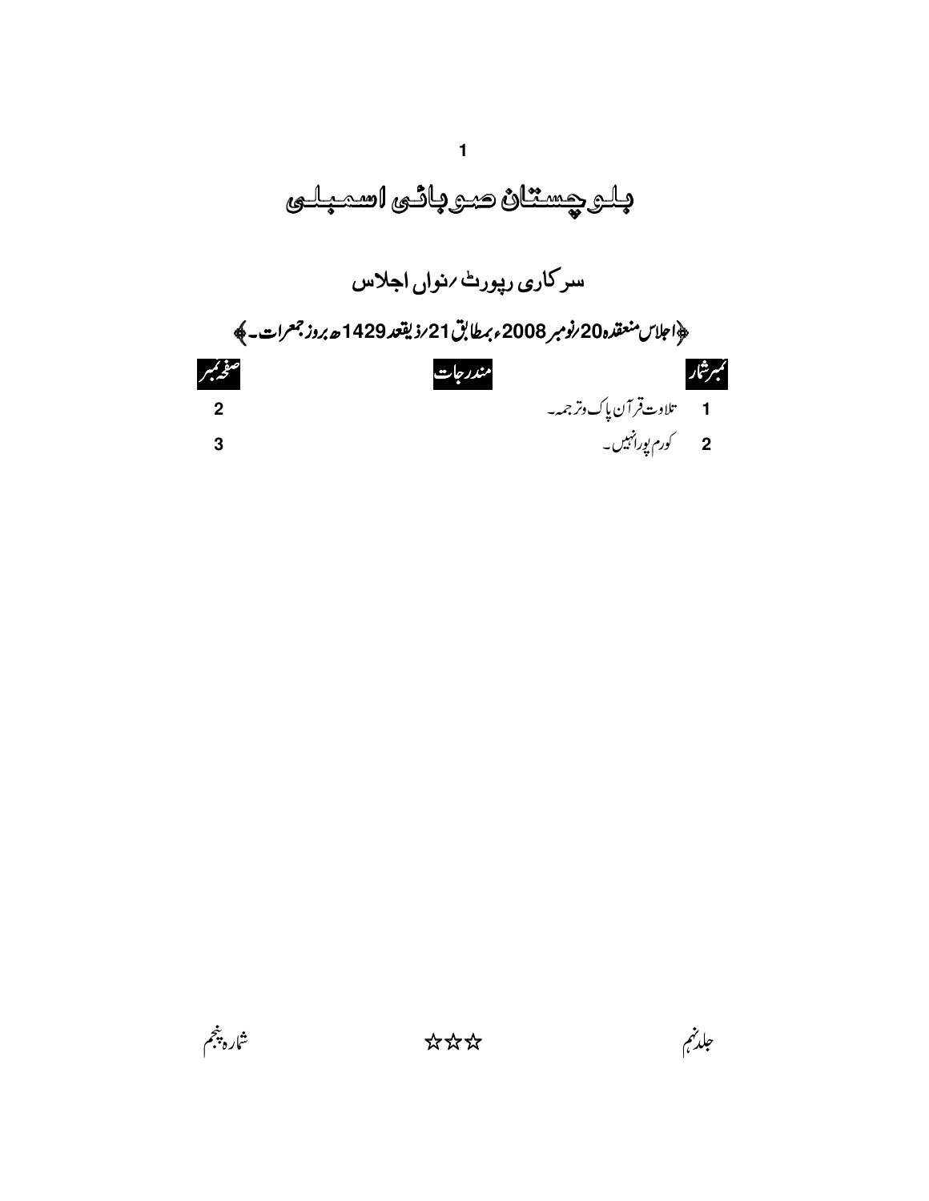# بلوچستان صوبائی اسمبلی

## سرکاری رپورٹ ؍نواں اجلاس

﴿اجلاس منعقدہ 20؍نومبر 2008ء بمطابق 21؍ذیقعد 1429ھ بروز جمعرات۔﴾

| نمبرشمار | مندرجات | صفحہ نمبر |
|---|---|---|
| 1 | تلاوت قرآن پاک وترجمہ۔ | 2 |
| 2 | کورم پورا نہیں۔ | 3 |

جلد نہم ☆☆☆ شمارہ پنجم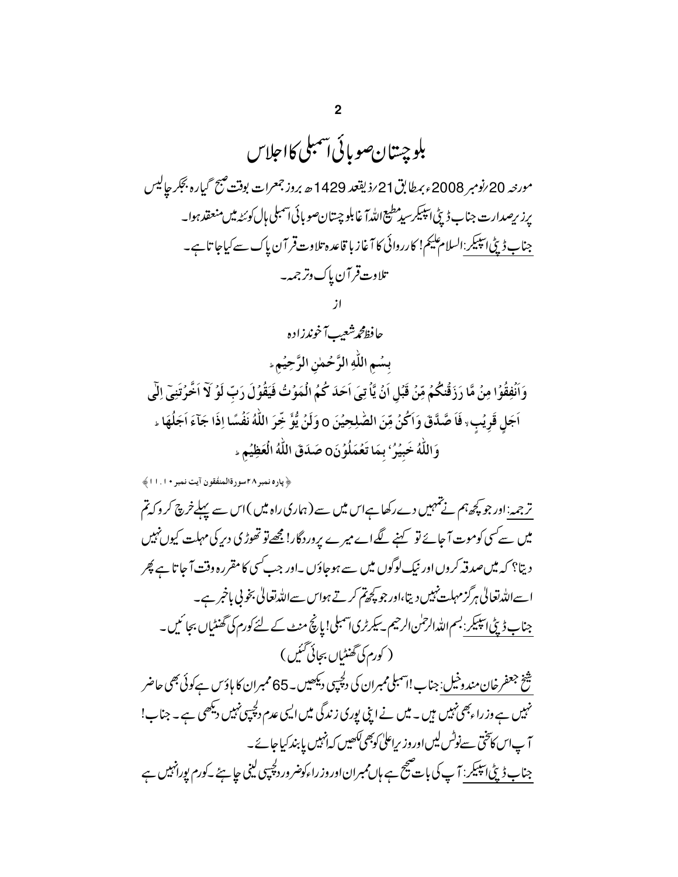# بلوچستان صوبائی اسمبلی کا اجلاس

مورخہ 20/نومبر 2008ء بمطابق 21/ذیقعد 1429ھ بروز جمعرات بوقت صبح گیارہ بجکر چالیس پرزیر صدارت جناب ڈپٹی اسپیکر سید مطیع اللہ آغا بلوچستان صوبائی اسمبلی ہال کوئٹہ میں منعقد ہوا۔

جناب ڈپٹی اسپیکر: السلام علیکم! کارروائی کا آغاز باقاعدہ تلاوت قرآن پاک سے کیا جاتا ہے۔

تلاوت قرآن پاک وترجمہ۔

از

حافظ محمد شعیب آخوندزادہ

بِسْمِ اللّٰهِ الرَّحْمٰنِ الرَّحِيْمِ

وَاَنْفِقُوْا مِنْ مَّا رَزَقْنٰكُمْ مِّنْ قَبْلِ اَنْ يَّاْتِيَ اَحَدَكُمُ الْمَوْتُ فَيَقُوْلَ رَبِّ لَوْلَآ اَخَّرْتَنِيْٓ اِلٰٓى اَجَلٍ قَرِيْبٍ فَاَصَّدَّقَ وَاَكُنْ مِّنَ الصّٰلِحِيْنَ ○ وَلَنْ يُّؤَخِّرَ اللّٰهُ نَفْسًا اِذَا جَآءَ اَجَلُهَا وَاللّٰهُ خَبِيْرٌۢ بِمَا تَعْمَلُوْنَ○ صَدَقَ اللّٰهُ الْعَظِيْمِ

﴿پارہ نمبر ۲۸ سورۃ المنٰفقون آیت نمبر ۱۰۔۱۱﴾

ترجمہ: اور جو کچھ ہم نے تمہیں دے رکھا ہے اس میں سے (ہماری راہ میں) اس سے پہلے خرچ کرو کہ تم میں سے کسی کو موت آجائے تو کہنے لگے اے میرے پروردگار! مجھے تو تھوڑی دیر کی مہلت کیوں نہیں دیتا؟ کہ میں صدقہ کروں اور نیک لوگوں میں سے ہوجاؤں۔ اور جب کسی کا مقررہ وقت آجاتا ہے پھر اسے اللہ تعالیٰ ہرگز مہلت نہیں دیتا، اور جو کچھ تم کرتے ہو اس سے اللہ تعالیٰ بخوبی باخبر ہے۔

جناب ڈپٹی اسپیکر: بسم اللہ الرحمٰن الرحیم۔ سیکرٹری اسمبلی! پانچ منٹ کے لئے کورم کی گھنٹیاں بجائیں۔

(کورم کی گھنٹیاں بجائی گئیں)

شیخ جعفر خان مندوخیل: جناب! اسمبلی ممبران کی دلچسپی دیکھیں۔ 65 ممبران کا ہاؤس ہے کوئی بھی حاضر نہیں ہے وزراء بھی نہیں ہیں۔ میں نے اپنی پوری زندگی میں ایسی عدم دلچسپی نہیں دیکھی ہے۔ جناب! آپ اس کا سختی سے نوٹس لیں اور وزیراعلیٰ کو بھی لکھیں کہ انہیں پابند کیا جائے۔

جناب ڈپٹی اسپیکر: آپ کی بات صحیح ہے ہاں ممبران اور وزراء کو ضرور دلچسپی لینی چاہئے۔ کورم پورا نہیں ہے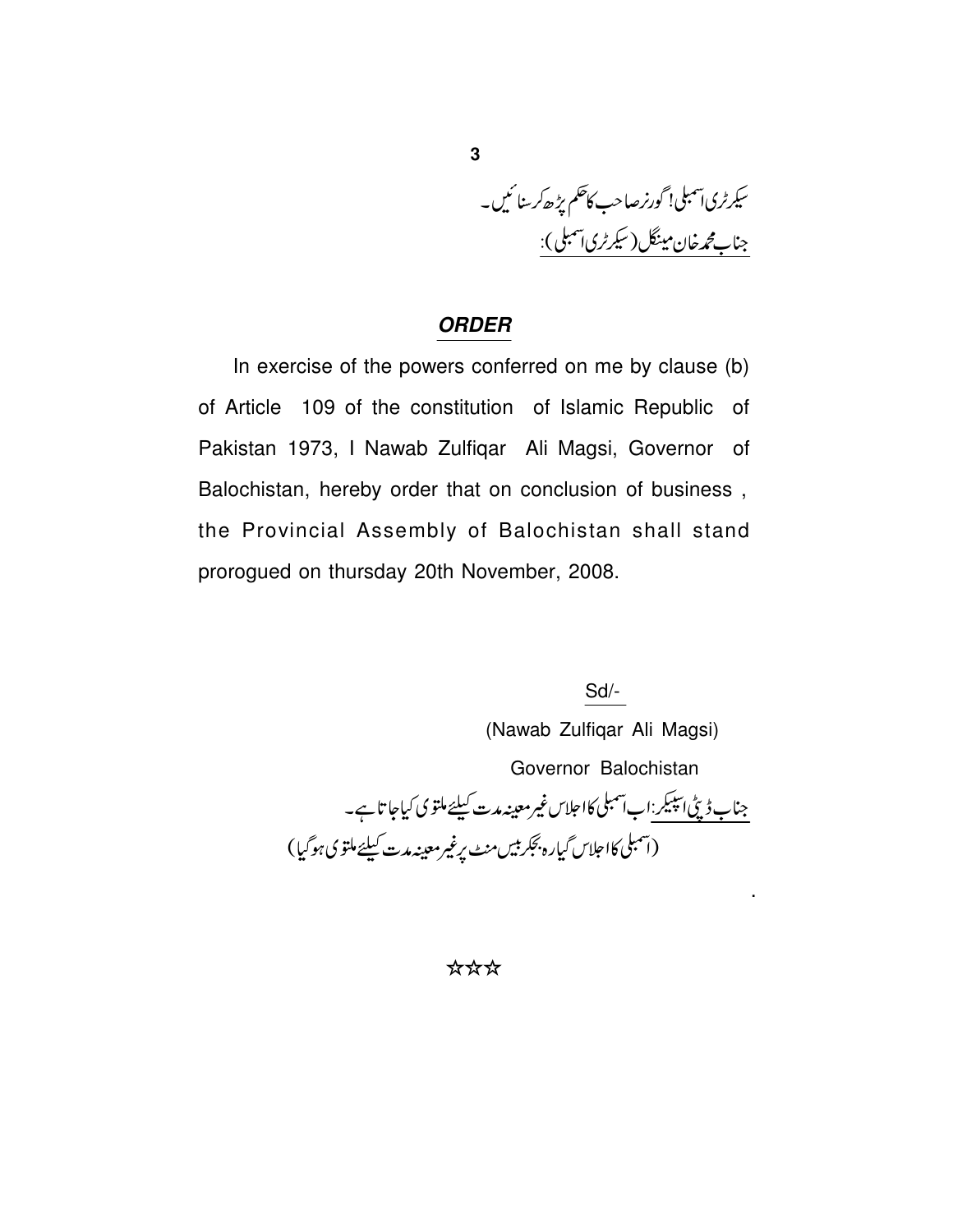سیکرٹری اسمبلی! گورنر صاحب کا حکم پڑھ کر سنائیں۔

جناب محمد خان مینگل (سیکرٹری اسمبلی):

## ***ORDER***

In exercise of the powers conferred on me by clause (b) of Article 109 of the constitution of Islamic Republic of Pakistan 1973, I Nawab Zulfiqar Ali Magsi, Governor of Balochistan, hereby order that on conclusion of business , the Provincial Assembly of Balochistan shall stand prorogued on thursday 20th November, 2008.

Sd/-

(Nawab Zulfiqar Ali Magsi)

Governor Balochistan

جناب ڈپٹی اسپیکر: اب اسمبلی کا اجلاس غیر معینہ مدت کیلئے ملتوی کیا جاتا ہے۔

(اسمبلی کا اجلاس گیارہ بجکر بیس منٹ پر غیر معینہ مدت کیلئے ملتوی ہو گیا)

☆☆☆